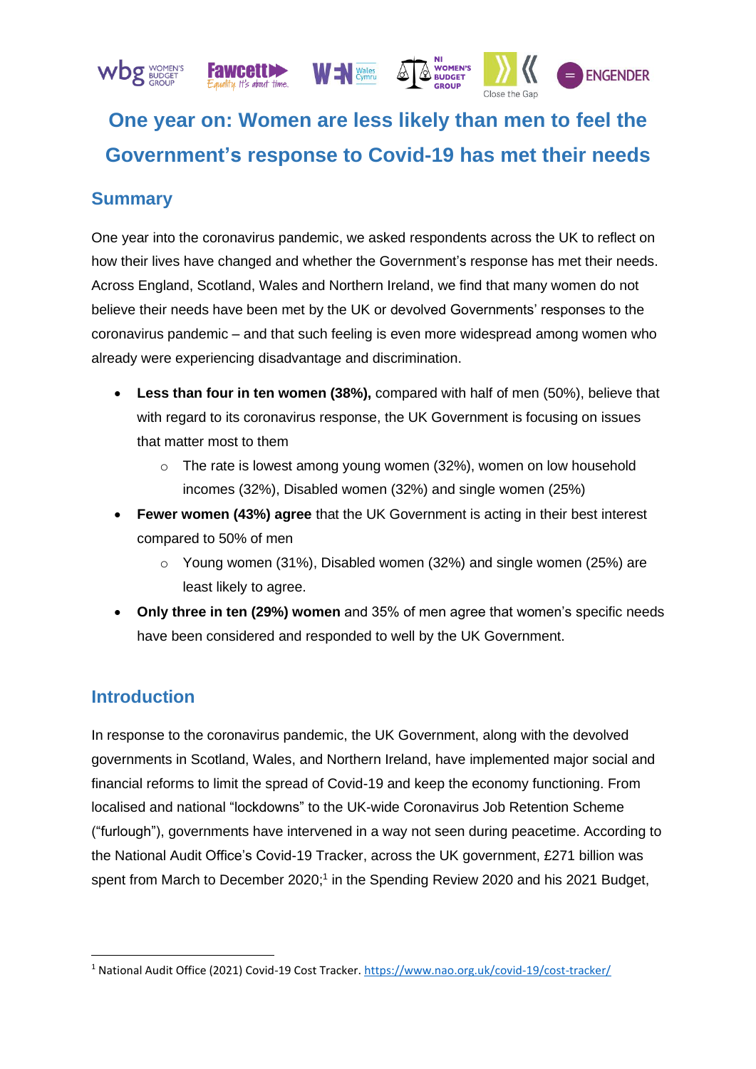# One year on: Women are less likely than men to feel the Government's response to Covid-19 has met their needs

## Summary

One year into the coronavirus pandemic, we asked respondents across the UK to reflect on how their lives have changed and whether the Government's response has met their needs. Across England, Scotland, Wales and Northern Ireland, we find that many women do not believe their needs have been met by the UK or devolved Governments' responses to the coronavirus pandemic – and that such feeling is even more widespread among women who already were experiencing disadvantage and discrimination.

- **Less than four in ten women (38%),** compared with half of men (50%), believe that with regard to its coronavirus response, the UK Government is focusing on issues that matter most to them
  - The rate is lowest among young women (32%), women on low household incomes (32%), Disabled women (32%) and single women (25%)
- **Fewer women (43%) agree** that the UK Government is acting in their best interest compared to 50% of men
  - Young women (31%), Disabled women (32%) and single women (25%) are least likely to agree.
- **Only three in ten (29%) women** and 35% of men agree that women's specific needs have been considered and responded to well by the UK Government.

## Introduction

In response to the coronavirus pandemic, the UK Government, along with the devolved governments in Scotland, Wales, and Northern Ireland, have implemented major social and financial reforms to limit the spread of Covid-19 and keep the economy functioning. From localised and national "lockdowns" to the UK-wide Coronavirus Job Retention Scheme ("furlough"), governments have intervened in a way not seen during peacetime. According to the National Audit Office's Covid-19 Tracker, across the UK government, £271 billion was spent from March to December 2020;[1] in the Spending Review 2020 and his 2021 Budget,

[1] National Audit Office (2021) Covid-19 Cost Tracker. https://www.nao.org.uk/covid-19/cost-tracker/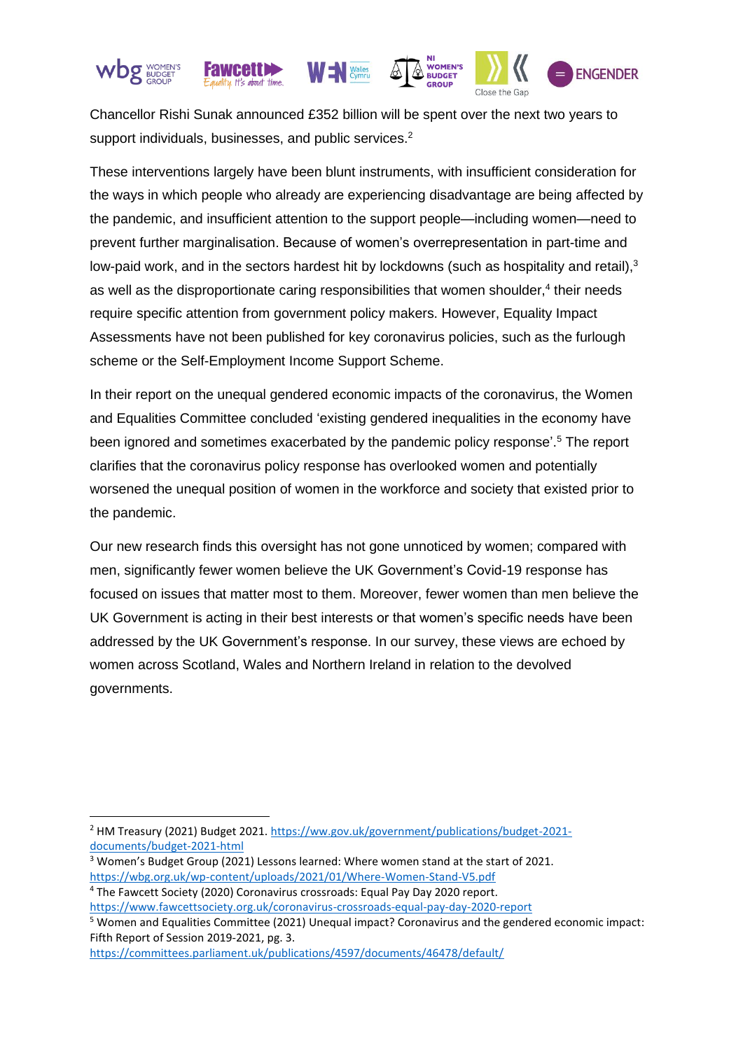Chancellor Rishi Sunak announced £352 billion will be spent over the next two years to support individuals, businesses, and public services.[2]

These interventions largely have been blunt instruments, with insufficient consideration for the ways in which people who already are experiencing disadvantage are being affected by the pandemic, and insufficient attention to the support people—including women—need to prevent further marginalisation. Because of women's overrepresentation in part-time and low-paid work, and in the sectors hardest hit by lockdowns (such as hospitality and retail),[3] as well as the disproportionate caring responsibilities that women shoulder,[4] their needs require specific attention from government policy makers. However, Equality Impact Assessments have not been published for key coronavirus policies, such as the furlough scheme or the Self-Employment Income Support Scheme.

In their report on the unequal gendered economic impacts of the coronavirus, the Women and Equalities Committee concluded 'existing gendered inequalities in the economy have been ignored and sometimes exacerbated by the pandemic policy response'.[5] The report clarifies that the coronavirus policy response has overlooked women and potentially worsened the unequal position of women in the workforce and society that existed prior to the pandemic.

Our new research finds this oversight has not gone unnoticed by women; compared with men, significantly fewer women believe the UK Government's Covid-19 response has focused on issues that matter most to them. Moreover, fewer women than men believe the UK Government is acting in their best interests or that women's specific needs have been addressed by the UK Government's response. In our survey, these views are echoed by women across Scotland, Wales and Northern Ireland in relation to the devolved governments.

---

[2] HM Treasury (2021) Budget 2021. https://ww.gov.uk/government/publications/budget-2021-documents/budget-2021-html

[3] Women's Budget Group (2021) Lessons learned: Where women stand at the start of 2021. https://wbg.org.uk/wp-content/uploads/2021/01/Where-Women-Stand-V5.pdf

[4] The Fawcett Society (2020) Coronavirus crossroads: Equal Pay Day 2020 report. https://www.fawcettsociety.org.uk/coronavirus-crossroads-equal-pay-day-2020-report

[5] Women and Equalities Committee (2021) Unequal impact? Coronavirus and the gendered economic impact: Fifth Report of Session 2019-2021, pg. 3. https://committees.parliament.uk/publications/4597/documents/46478/default/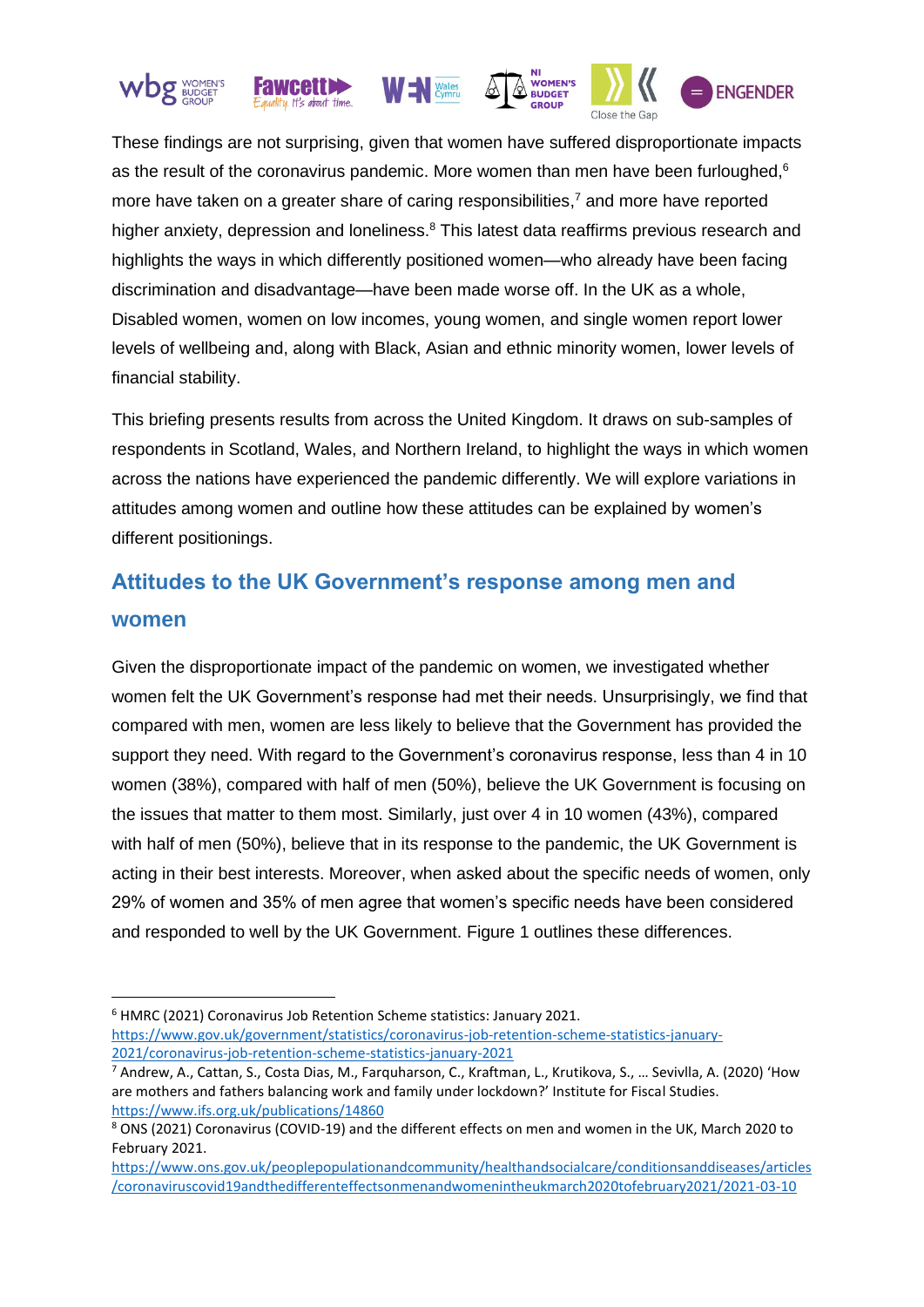These findings are not surprising, given that women have suffered disproportionate impacts as the result of the coronavirus pandemic. More women than men have been furloughed,[6] more have taken on a greater share of caring responsibilities,[7] and more have reported higher anxiety, depression and loneliness.[8] This latest data reaffirms previous research and highlights the ways in which differently positioned women—who already have been facing discrimination and disadvantage—have been made worse off. In the UK as a whole, Disabled women, women on low incomes, young women, and single women report lower levels of wellbeing and, along with Black, Asian and ethnic minority women, lower levels of financial stability.

This briefing presents results from across the United Kingdom. It draws on sub-samples of respondents in Scotland, Wales, and Northern Ireland, to highlight the ways in which women across the nations have experienced the pandemic differently. We will explore variations in attitudes among women and outline how these attitudes can be explained by women's different positionings.

## Attitudes to the UK Government's response among men and women

Given the disproportionate impact of the pandemic on women, we investigated whether women felt the UK Government's response had met their needs. Unsurprisingly, we find that compared with men, women are less likely to believe that the Government has provided the support they need. With regard to the Government's coronavirus response, less than 4 in 10 women (38%), compared with half of men (50%), believe the UK Government is focusing on the issues that matter to them most. Similarly, just over 4 in 10 women (43%), compared with half of men (50%), believe that in its response to the pandemic, the UK Government is acting in their best interests. Moreover, when asked about the specific needs of women, only 29% of women and 35% of men agree that women's specific needs have been considered and responded to well by the UK Government. Figure 1 outlines these differences.

---

[6] HMRC (2021) Coronavirus Job Retention Scheme statistics: January 2021. https://www.gov.uk/government/statistics/coronavirus-job-retention-scheme-statistics-january-2021/coronavirus-job-retention-scheme-statistics-january-2021

[7] Andrew, A., Cattan, S., Costa Dias, M., Farquharson, C., Kraftman, L., Krutikova, S., … Sevivlla, A. (2020) 'How are mothers and fathers balancing work and family under lockdown?' Institute for Fiscal Studies. https://www.ifs.org.uk/publications/14860

[8] ONS (2021) Coronavirus (COVID-19) and the different effects on men and women in the UK, March 2020 to February 2021. https://www.ons.gov.uk/peoplepopulationandcommunity/healthandsocialcare/conditionsanddiseases/articles/coronaviruscovid19andthedifferenteffectsonmenandwomenintheukmarch2020tofebruary2021/2021-03-10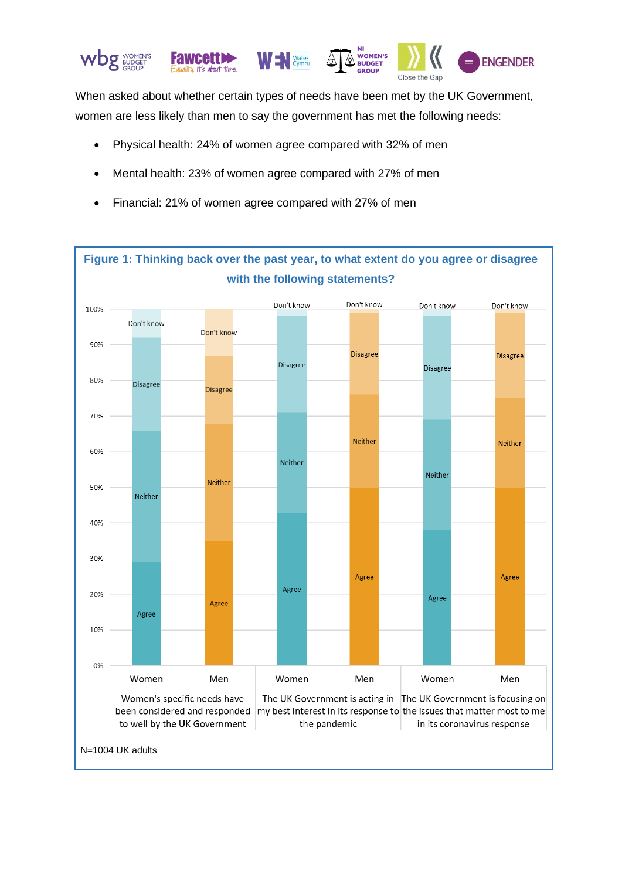When asked about whether certain types of needs have been met by the UK Government, women are less likely than men to say the government has met the following needs:

- Physical health: 24% of women agree compared with 32% of men
- Mental health: 23% of women agree compared with 27% of men
- Financial: 21% of women agree compared with 27% of men

**Figure 1: Thinking back over the past year, to what extent do you agree or disagree with the following statements?**

N=1004 UK adults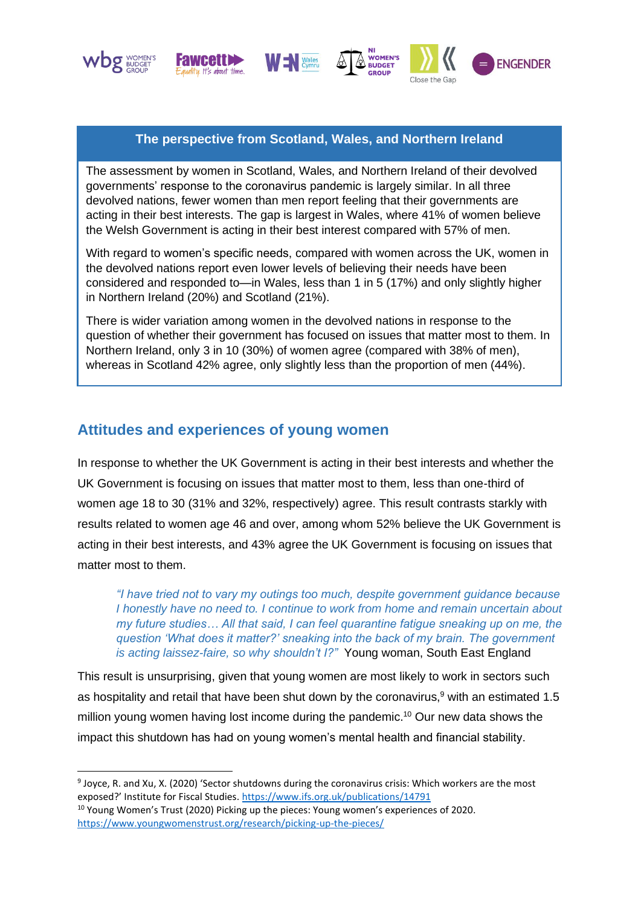**The perspective from Scotland, Wales, and Northern Ireland**

The assessment by women in Scotland, Wales, and Northern Ireland of their devolved governments' response to the coronavirus pandemic is largely similar. In all three devolved nations, fewer women than men report feeling that their governments are acting in their best interests. The gap is largest in Wales, where 41% of women believe the Welsh Government is acting in their best interest compared with 57% of men.

With regard to women's specific needs, compared with women across the UK, women in the devolved nations report even lower levels of believing their needs have been considered and responded to—in Wales, less than 1 in 5 (17%) and only slightly higher in Northern Ireland (20%) and Scotland (21%).

There is wider variation among women in the devolved nations in response to the question of whether their government has focused on issues that matter most to them. In Northern Ireland, only 3 in 10 (30%) of women agree (compared with 38% of men), whereas in Scotland 42% agree, only slightly less than the proportion of men (44%).

## Attitudes and experiences of young women

In response to whether the UK Government is acting in their best interests and whether the UK Government is focusing on issues that matter most to them, less than one-third of women age 18 to 30 (31% and 32%, respectively) agree. This result contrasts starkly with results related to women age 46 and over, among whom 52% believe the UK Government is acting in their best interests, and 43% agree the UK Government is focusing on issues that matter most to them.

> *"I have tried not to vary my outings too much, despite government guidance because I honestly have no need to. I continue to work from home and remain uncertain about my future studies… All that said, I can feel quarantine fatigue sneaking up on me, the question 'What does it matter?' sneaking into the back of my brain. The government is acting laissez-faire, so why shouldn't I?"* Young woman, South East England

This result is unsurprising, given that young women are most likely to work in sectors such as hospitality and retail that have been shut down by the coronavirus,[9] with an estimated 1.5 million young women having lost income during the pandemic.[10] Our new data shows the impact this shutdown has had on young women's mental health and financial stability.

---

[9] Joyce, R. and Xu, X. (2020) 'Sector shutdowns during the coronavirus crisis: Which workers are the most exposed?' Institute for Fiscal Studies. https://www.ifs.org.uk/publications/14791

[10] Young Women's Trust (2020) Picking up the pieces: Young women's experiences of 2020. https://www.youngwomenstrust.org/research/picking-up-the-pieces/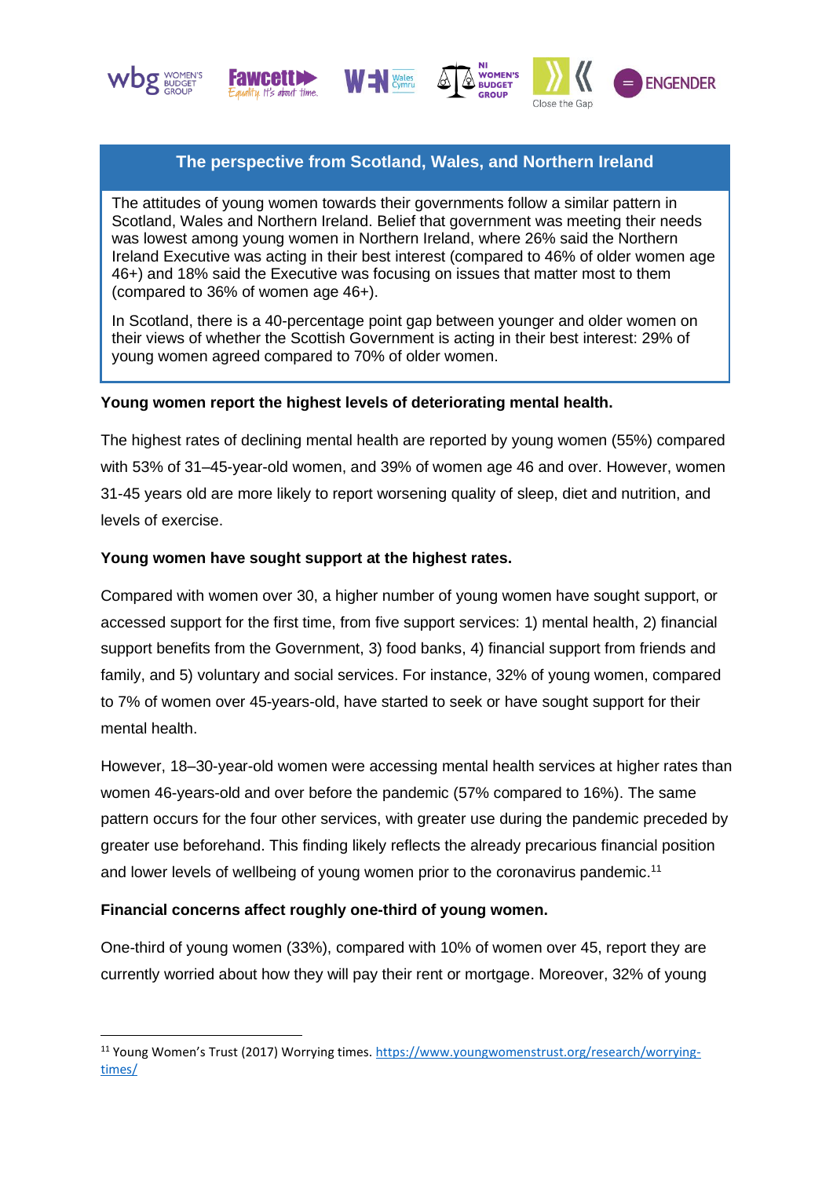**The perspective from Scotland, Wales, and Northern Ireland**

The attitudes of young women towards their governments follow a similar pattern in Scotland, Wales and Northern Ireland. Belief that government was meeting their needs was lowest among young women in Northern Ireland, where 26% said the Northern Ireland Executive was acting in their best interest (compared to 46% of older women age 46+) and 18% said the Executive was focusing on issues that matter most to them (compared to 36% of women age 46+).

In Scotland, there is a 40-percentage point gap between younger and older women on their views of whether the Scottish Government is acting in their best interest: 29% of young women agreed compared to 70% of older women.

**Young women report the highest levels of deteriorating mental health.**

The highest rates of declining mental health are reported by young women (55%) compared with 53% of 31–45-year-old women, and 39% of women age 46 and over. However, women 31-45 years old are more likely to report worsening quality of sleep, diet and nutrition, and levels of exercise.

**Young women have sought support at the highest rates.**

Compared with women over 30, a higher number of young women have sought support, or accessed support for the first time, from five support services: 1) mental health, 2) financial support benefits from the Government, 3) food banks, 4) financial support from friends and family, and 5) voluntary and social services. For instance, 32% of young women, compared to 7% of women over 45-years-old, have started to seek or have sought support for their mental health.

However, 18–30-year-old women were accessing mental health services at higher rates than women 46-years-old and over before the pandemic (57% compared to 16%). The same pattern occurs for the four other services, with greater use during the pandemic preceded by greater use beforehand. This finding likely reflects the already precarious financial position and lower levels of wellbeing of young women prior to the coronavirus pandemic.[11]

**Financial concerns affect roughly one-third of young women.**

One-third of young women (33%), compared with 10% of women over 45, report they are currently worried about how they will pay their rent or mortgage. Moreover, 32% of young

[11] Young Women's Trust (2017) Worrying times. https://www.youngwomenstrust.org/research/worrying-times/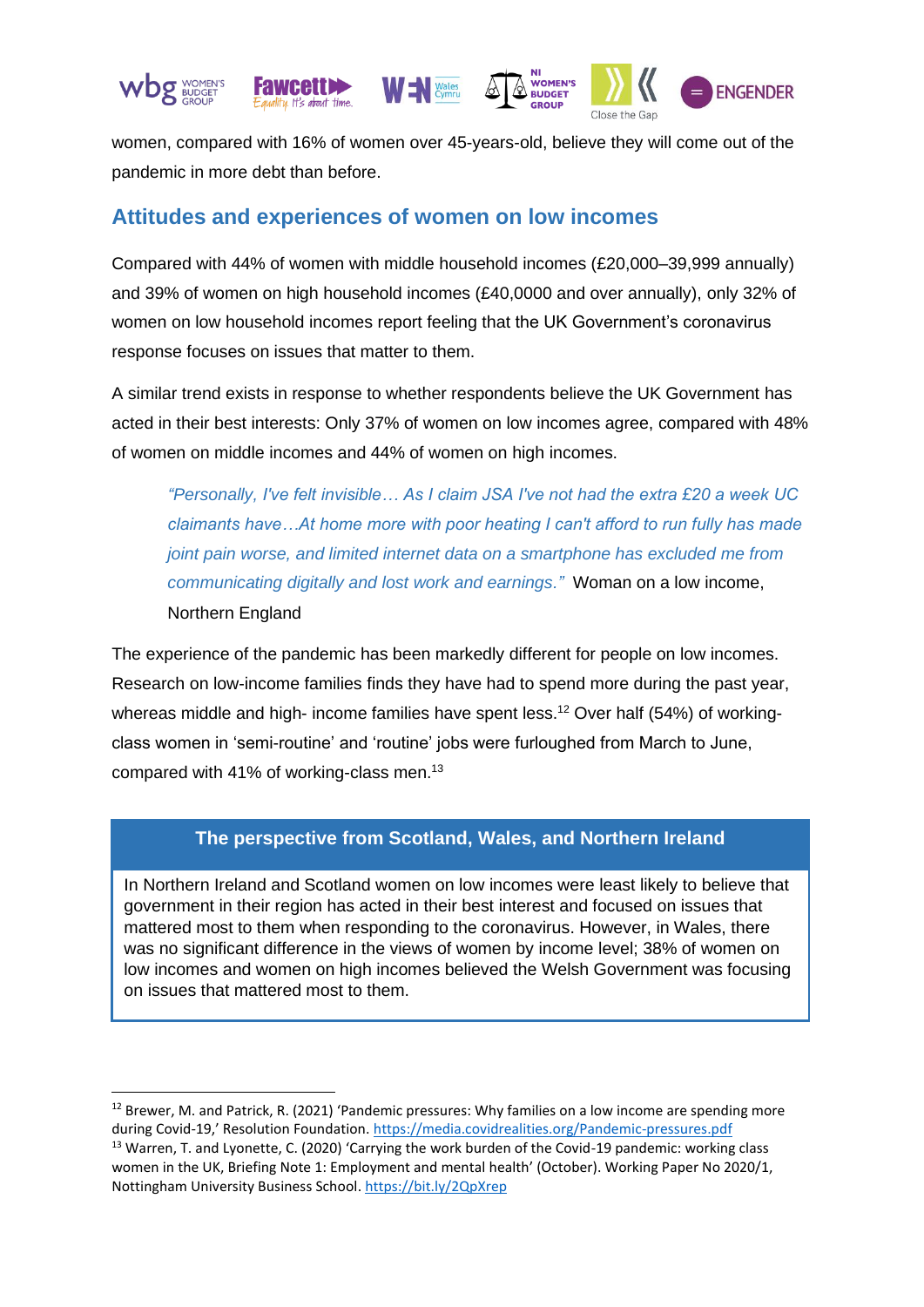women, compared with 16% of women over 45-years-old, believe they will come out of the pandemic in more debt than before.

## Attitudes and experiences of women on low incomes

Compared with 44% of women with middle household incomes (£20,000–39,999 annually) and 39% of women on high household incomes (£40,0000 and over annually), only 32% of women on low household incomes report feeling that the UK Government's coronavirus response focuses on issues that matter to them.

A similar trend exists in response to whether respondents believe the UK Government has acted in their best interests: Only 37% of women on low incomes agree, compared with 48% of women on middle incomes and 44% of women on high incomes.

> *"Personally, I've felt invisible… As I claim JSA I've not had the extra £20 a week UC claimants have…At home more with poor heating I can't afford to run fully has made joint pain worse, and limited internet data on a smartphone has excluded me from communicating digitally and lost work and earnings."* Woman on a low income, Northern England

The experience of the pandemic has been markedly different for people on low incomes. Research on low-income families finds they have had to spend more during the past year, whereas middle and high- income families have spent less.[12] Over half (54%) of working-class women in 'semi-routine' and 'routine' jobs were furloughed from March to June, compared with 41% of working-class men.[13]

### The perspective from Scotland, Wales, and Northern Ireland

In Northern Ireland and Scotland women on low incomes were least likely to believe that government in their region has acted in their best interest and focused on issues that mattered most to them when responding to the coronavirus. However, in Wales, there was no significant difference in the views of women by income level; 38% of women on low incomes and women on high incomes believed the Welsh Government was focusing on issues that mattered most to them.

---

[12] Brewer, M. and Patrick, R. (2021) 'Pandemic pressures: Why families on a low income are spending more during Covid-19,' Resolution Foundation. https://media.covidrealities.org/Pandemic-pressures.pdf

[13] Warren, T. and Lyonette, C. (2020) 'Carrying the work burden of the Covid-19 pandemic: working class women in the UK, Briefing Note 1: Employment and mental health' (October). Working Paper No 2020/1, Nottingham University Business School. https://bit.ly/2QpXrep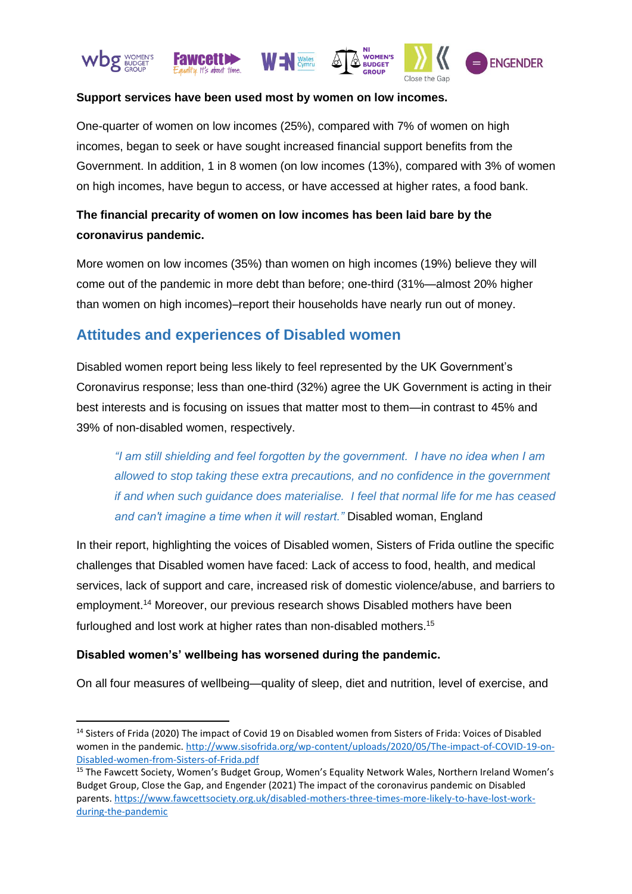**Support services have been used most by women on low incomes.**

One-quarter of women on low incomes (25%), compared with 7% of women on high incomes, began to seek or have sought increased financial support benefits from the Government. In addition, 1 in 8 women (on low incomes (13%), compared with 3% of women on high incomes, have begun to access, or have accessed at higher rates, a food bank.

**The financial precarity of women on low incomes has been laid bare by the coronavirus pandemic.**

More women on low incomes (35%) than women on high incomes (19%) believe they will come out of the pandemic in more debt than before; one-third (31%—almost 20% higher than women on high incomes)–report their households have nearly run out of money.

## Attitudes and experiences of Disabled women

Disabled women report being less likely to feel represented by the UK Government's Coronavirus response; less than one-third (32%) agree the UK Government is acting in their best interests and is focusing on issues that matter most to them—in contrast to 45% and 39% of non-disabled women, respectively.

> *"I am still shielding and feel forgotten by the government. I have no idea when I am allowed to stop taking these extra precautions, and no confidence in the government if and when such guidance does materialise. I feel that normal life for me has ceased and can't imagine a time when it will restart."* Disabled woman, England

In their report, highlighting the voices of Disabled women, Sisters of Frida outline the specific challenges that Disabled women have faced: Lack of access to food, health, and medical services, lack of support and care, increased risk of domestic violence/abuse, and barriers to employment.[14] Moreover, our previous research shows Disabled mothers have been furloughed and lost work at higher rates than non-disabled mothers.[15]

**Disabled women's' wellbeing has worsened during the pandemic.**

On all four measures of wellbeing—quality of sleep, diet and nutrition, level of exercise, and

---

[14] Sisters of Frida (2020) The impact of Covid 19 on Disabled women from Sisters of Frida: Voices of Disabled women in the pandemic. http://www.sisofrida.org/wp-content/uploads/2020/05/The-impact-of-COVID-19-on-Disabled-women-from-Sisters-of-Frida.pdf

[15] The Fawcett Society, Women's Budget Group, Women's Equality Network Wales, Northern Ireland Women's Budget Group, Close the Gap, and Engender (2021) The impact of the coronavirus pandemic on Disabled parents. https://www.fawcettsociety.org.uk/disabled-mothers-three-times-more-likely-to-have-lost-work-during-the-pandemic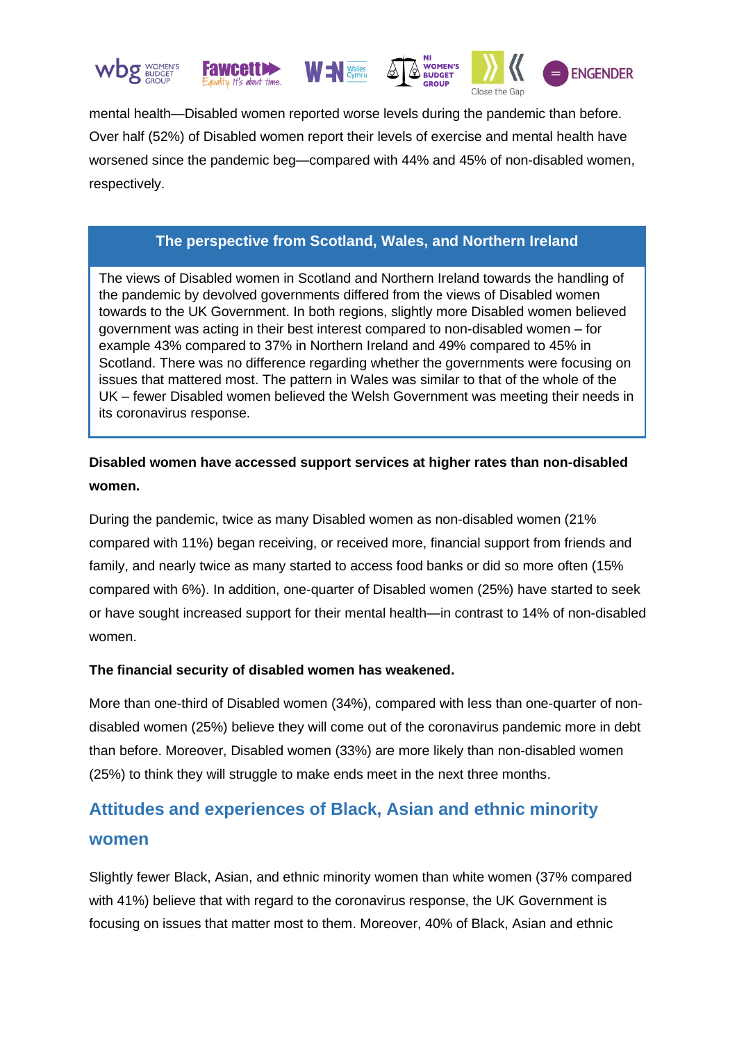mental health—Disabled women reported worse levels during the pandemic than before. Over half (52%) of Disabled women report their levels of exercise and mental health have worsened since the pandemic beg—compared with 44% and 45% of non-disabled women, respectively.

**The perspective from Scotland, Wales, and Northern Ireland**

The views of Disabled women in Scotland and Northern Ireland towards the handling of the pandemic by devolved governments differed from the views of Disabled women towards to the UK Government. In both regions, slightly more Disabled women believed government was acting in their best interest compared to non-disabled women – for example 43% compared to 37% in Northern Ireland and 49% compared to 45% in Scotland. There was no difference regarding whether the governments were focusing on issues that mattered most. The pattern in Wales was similar to that of the whole of the UK – fewer Disabled women believed the Welsh Government was meeting their needs in its coronavirus response.

**Disabled women have accessed support services at higher rates than non-disabled women.**

During the pandemic, twice as many Disabled women as non-disabled women (21% compared with 11%) began receiving, or received more, financial support from friends and family, and nearly twice as many started to access food banks or did so more often (15% compared with 6%). In addition, one-quarter of Disabled women (25%) have started to seek or have sought increased support for their mental health—in contrast to 14% of non-disabled women.

**The financial security of disabled women has weakened.**

More than one-third of Disabled women (34%), compared with less than one-quarter of non-disabled women (25%) believe they will come out of the coronavirus pandemic more in debt than before. Moreover, Disabled women (33%) are more likely than non-disabled women (25%) to think they will struggle to make ends meet in the next three months.

## Attitudes and experiences of Black, Asian and ethnic minority women

Slightly fewer Black, Asian, and ethnic minority women than white women (37% compared with 41%) believe that with regard to the coronavirus response, the UK Government is focusing on issues that matter most to them. Moreover, 40% of Black, Asian and ethnic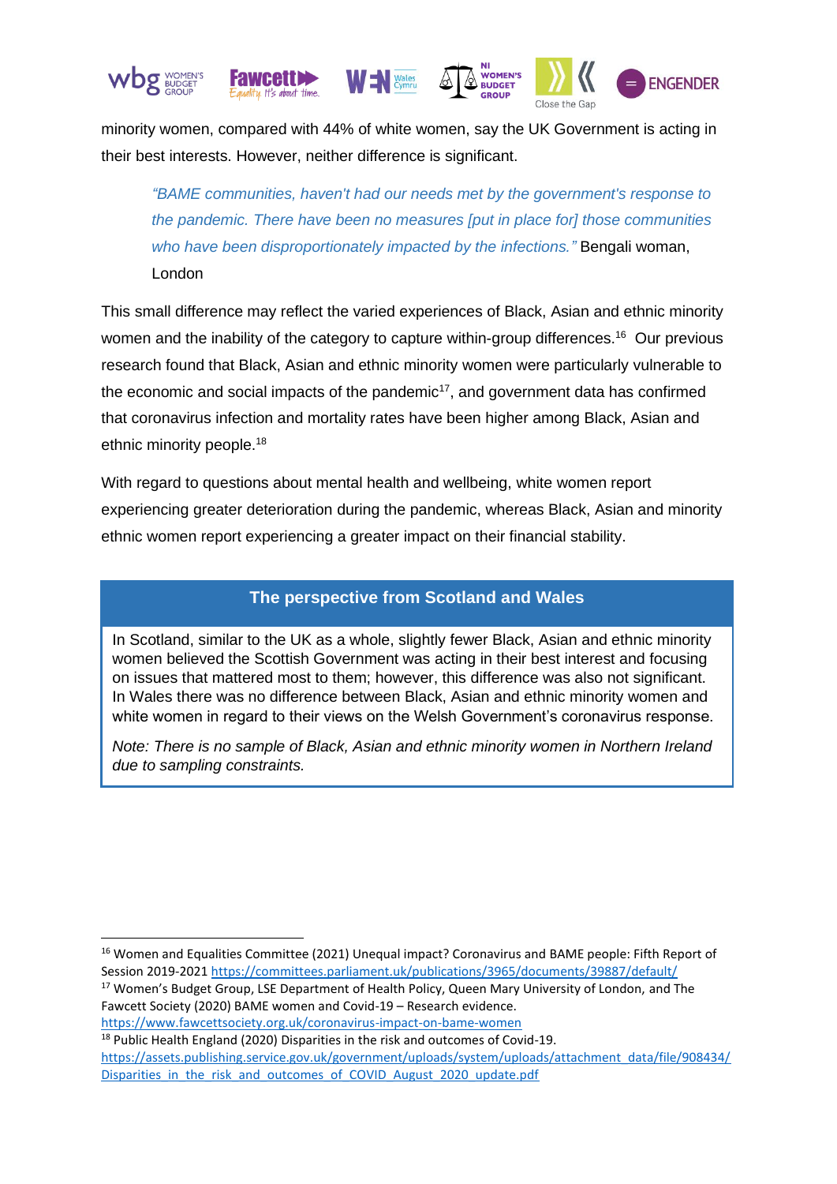minority women, compared with 44% of white women, say the UK Government is acting in their best interests. However, neither difference is significant.

> *"BAME communities, haven't had our needs met by the government's response to the pandemic. There have been no measures [put in place for] those communities who have been disproportionately impacted by the infections."* Bengali woman, London

This small difference may reflect the varied experiences of Black, Asian and ethnic minority women and the inability of the category to capture within-group differences.[16] Our previous research found that Black, Asian and ethnic minority women were particularly vulnerable to the economic and social impacts of the pandemic[17], and government data has confirmed that coronavirus infection and mortality rates have been higher among Black, Asian and ethnic minority people.[18]

With regard to questions about mental health and wellbeing, white women report experiencing greater deterioration during the pandemic, whereas Black, Asian and minority ethnic women report experiencing a greater impact on their financial stability.

### The perspective from Scotland and Wales

In Scotland, similar to the UK as a whole, slightly fewer Black, Asian and ethnic minority women believed the Scottish Government was acting in their best interest and focusing on issues that mattered most to them; however, this difference was also not significant. In Wales there was no difference between Black, Asian and ethnic minority women and white women in regard to their views on the Welsh Government's coronavirus response.

*Note: There is no sample of Black, Asian and ethnic minority women in Northern Ireland due to sampling constraints.*

---

[16] Women and Equalities Committee (2021) Unequal impact? Coronavirus and BAME people: Fifth Report of Session 2019-2021 https://committees.parliament.uk/publications/3965/documents/39887/default/

[17] Women's Budget Group, LSE Department of Health Policy, Queen Mary University of London, and The Fawcett Society (2020) BAME women and Covid-19 – Research evidence. https://www.fawcettsociety.org.uk/coronavirus-impact-on-bame-women

[18] Public Health England (2020) Disparities in the risk and outcomes of Covid-19. https://assets.publishing.service.gov.uk/government/uploads/system/uploads/attachment_data/file/908434/Disparities_in_the_risk_and_outcomes_of_COVID_August_2020_update.pdf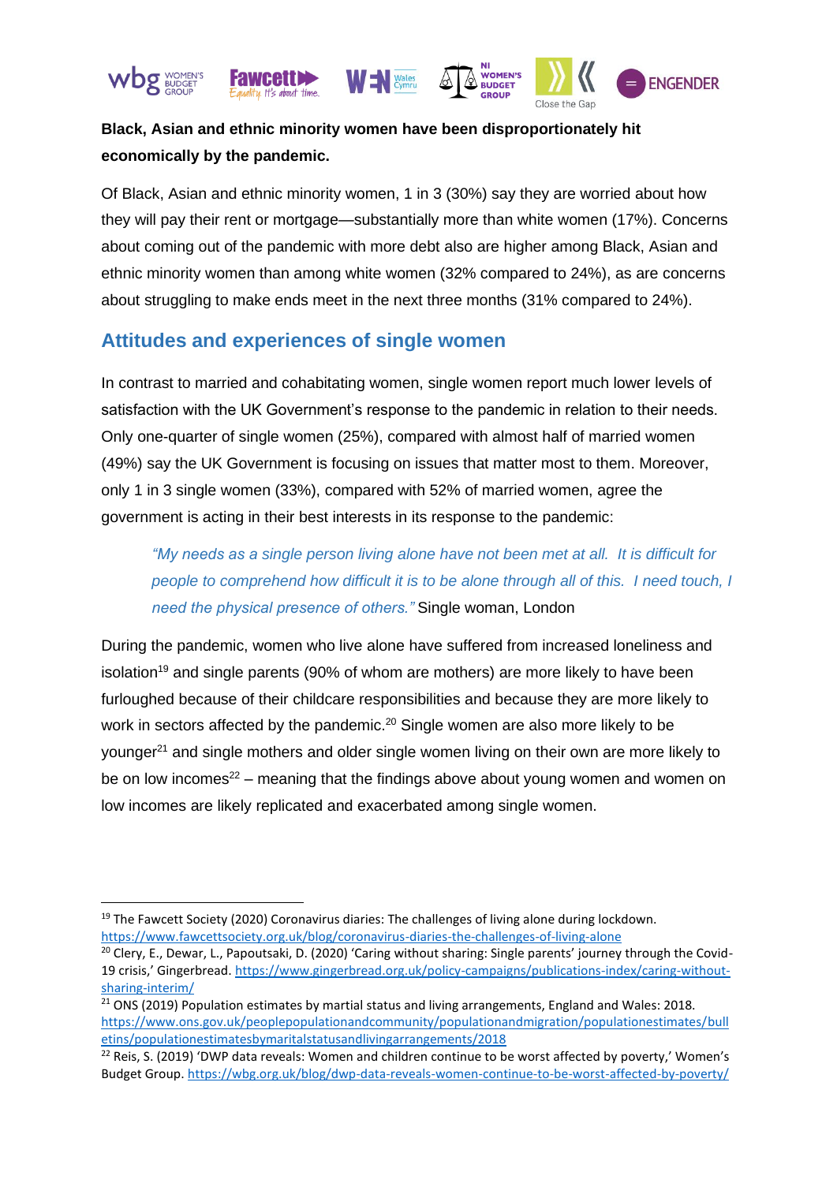**Black, Asian and ethnic minority women have been disproportionately hit economically by the pandemic.**

Of Black, Asian and ethnic minority women, 1 in 3 (30%) say they are worried about how they will pay their rent or mortgage—substantially more than white women (17%). Concerns about coming out of the pandemic with more debt also are higher among Black, Asian and ethnic minority women than among white women (32% compared to 24%), as are concerns about struggling to make ends meet in the next three months (31% compared to 24%).

## Attitudes and experiences of single women

In contrast to married and cohabitating women, single women report much lower levels of satisfaction with the UK Government's response to the pandemic in relation to their needs. Only one-quarter of single women (25%), compared with almost half of married women (49%) say the UK Government is focusing on issues that matter most to them. Moreover, only 1 in 3 single women (33%), compared with 52% of married women, agree the government is acting in their best interests in its response to the pandemic:

> *"My needs as a single person living alone have not been met at all. It is difficult for people to comprehend how difficult it is to be alone through all of this. I need touch, I need the physical presence of others."* Single woman, London

During the pandemic, women who live alone have suffered from increased loneliness and isolation[19] and single parents (90% of whom are mothers) are more likely to have been furloughed because of their childcare responsibilities and because they are more likely to work in sectors affected by the pandemic.[20] Single women are also more likely to be younger[21] and single mothers and older single women living on their own are more likely to be on low incomes[22] – meaning that the findings above about young women and women on low incomes are likely replicated and exacerbated among single women.

---

[19] The Fawcett Society (2020) Coronavirus diaries: The challenges of living alone during lockdown. https://www.fawcettsociety.org.uk/blog/coronavirus-diaries-the-challenges-of-living-alone

[20] Clery, E., Dewar, L., Papoutsaki, D. (2020) 'Caring without sharing: Single parents' journey through the Covid-19 crisis,' Gingerbread. https://www.gingerbread.org.uk/policy-campaigns/publications-index/caring-without-sharing-interim/

[21] ONS (2019) Population estimates by martial status and living arrangements, England and Wales: 2018. https://www.ons.gov.uk/peoplepopulationandcommunity/populationandmigration/populationestimates/bulletins/populationestimatesbymaritalstatusandlivingarrangements/2018

[22] Reis, S. (2019) 'DWP data reveals: Women and children continue to be worst affected by poverty,' Women's Budget Group. https://wbg.org.uk/blog/dwp-data-reveals-women-continue-to-be-worst-affected-by-poverty/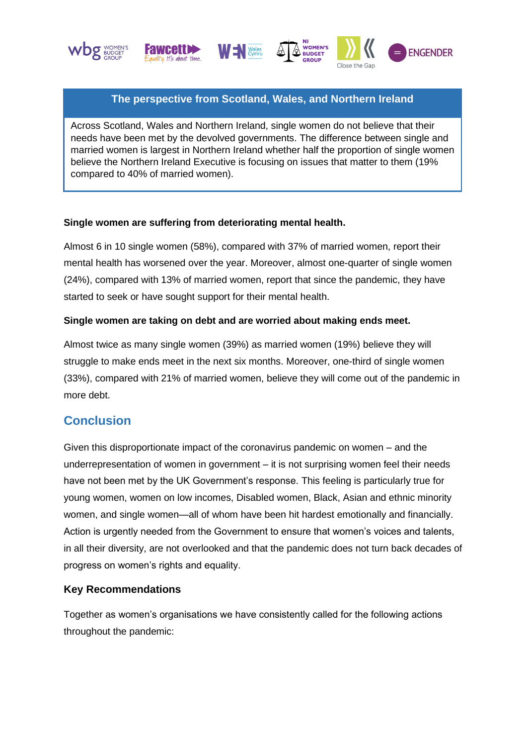**The perspective from Scotland, Wales, and Northern Ireland**

Across Scotland, Wales and Northern Ireland, single women do not believe that their needs have been met by the devolved governments. The difference between single and married women is largest in Northern Ireland whether half the proportion of single women believe the Northern Ireland Executive is focusing on issues that matter to them (19% compared to 40% of married women).

**Single women are suffering from deteriorating mental health.**

Almost 6 in 10 single women (58%), compared with 37% of married women, report their mental health has worsened over the year. Moreover, almost one-quarter of single women (24%), compared with 13% of married women, report that since the pandemic, they have started to seek or have sought support for their mental health.

**Single women are taking on debt and are worried about making ends meet.**

Almost twice as many single women (39%) as married women (19%) believe they will struggle to make ends meet in the next six months. Moreover, one-third of single women (33%), compared with 21% of married women, believe they will come out of the pandemic in more debt.

## Conclusion

Given this disproportionate impact of the coronavirus pandemic on women – and the underrepresentation of women in government – it is not surprising women feel their needs have not been met by the UK Government's response. This feeling is particularly true for young women, women on low incomes, Disabled women, Black, Asian and ethnic minority women, and single women—all of whom have been hit hardest emotionally and financially. Action is urgently needed from the Government to ensure that women's voices and talents, in all their diversity, are not overlooked and that the pandemic does not turn back decades of progress on women's rights and equality.

### Key Recommendations

Together as women's organisations we have consistently called for the following actions throughout the pandemic: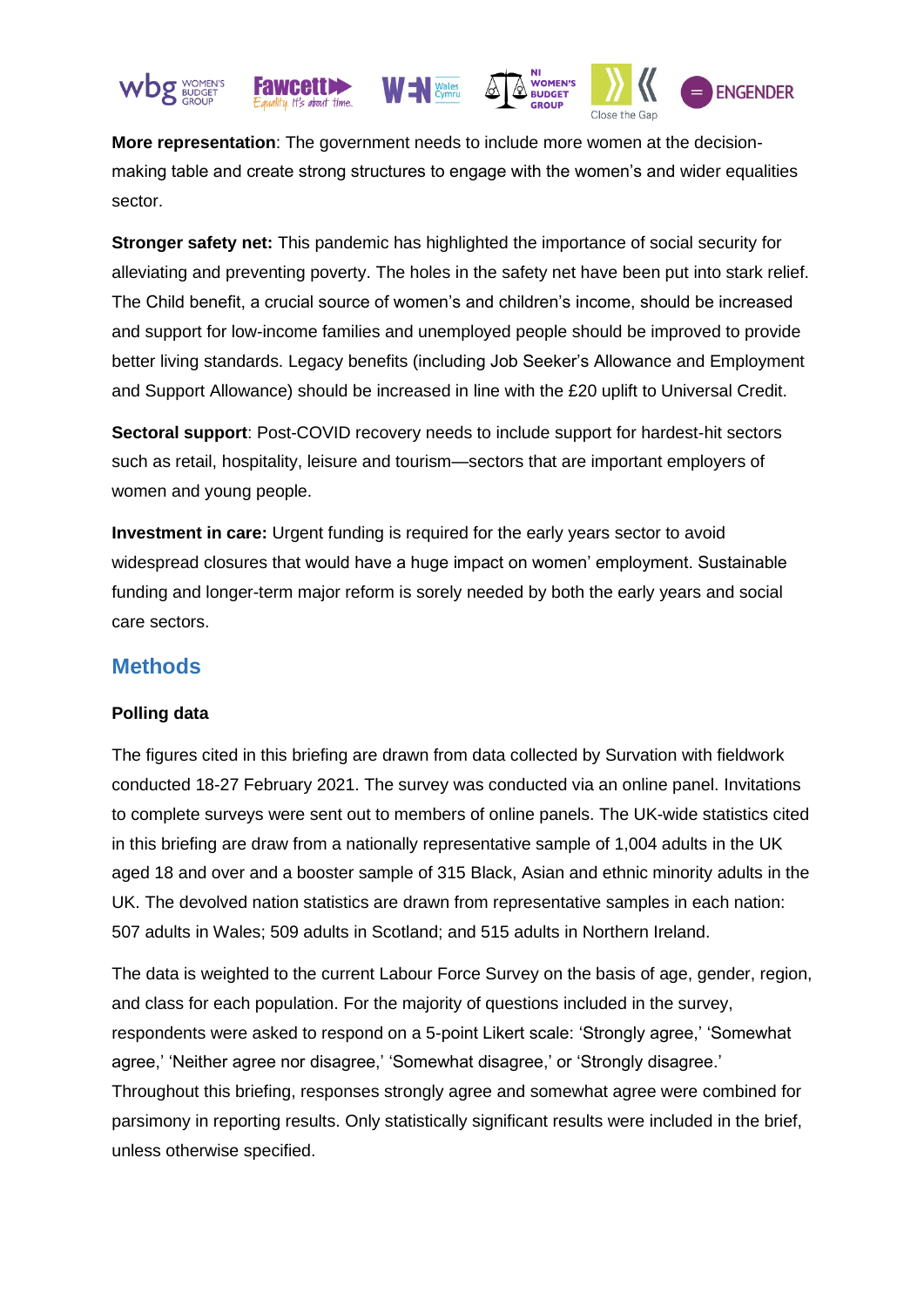**More representation**: The government needs to include more women at the decision-making table and create strong structures to engage with the women's and wider equalities sector.

**Stronger safety net:** This pandemic has highlighted the importance of social security for alleviating and preventing poverty. The holes in the safety net have been put into stark relief. The Child benefit, a crucial source of women's and children's income, should be increased and support for low-income families and unemployed people should be improved to provide better living standards. Legacy benefits (including Job Seeker's Allowance and Employment and Support Allowance) should be increased in line with the £20 uplift to Universal Credit.

**Sectoral support**: Post-COVID recovery needs to include support for hardest-hit sectors such as retail, hospitality, leisure and tourism—sectors that are important employers of women and young people.

**Investment in care:** Urgent funding is required for the early years sector to avoid widespread closures that would have a huge impact on women' employment. Sustainable funding and longer-term major reform is sorely needed by both the early years and social care sectors.

## Methods

### Polling data

The figures cited in this briefing are drawn from data collected by Survation with fieldwork conducted 18-27 February 2021. The survey was conducted via an online panel. Invitations to complete surveys were sent out to members of online panels. The UK-wide statistics cited in this briefing are draw from a nationally representative sample of 1,004 adults in the UK aged 18 and over and a booster sample of 315 Black, Asian and ethnic minority adults in the UK. The devolved nation statistics are drawn from representative samples in each nation: 507 adults in Wales; 509 adults in Scotland; and 515 adults in Northern Ireland.

The data is weighted to the current Labour Force Survey on the basis of age, gender, region, and class for each population. For the majority of questions included in the survey, respondents were asked to respond on a 5-point Likert scale: 'Strongly agree,' 'Somewhat agree,' 'Neither agree nor disagree,' 'Somewhat disagree,' or 'Strongly disagree.' Throughout this briefing, responses strongly agree and somewhat agree were combined for parsimony in reporting results. Only statistically significant results were included in the brief, unless otherwise specified.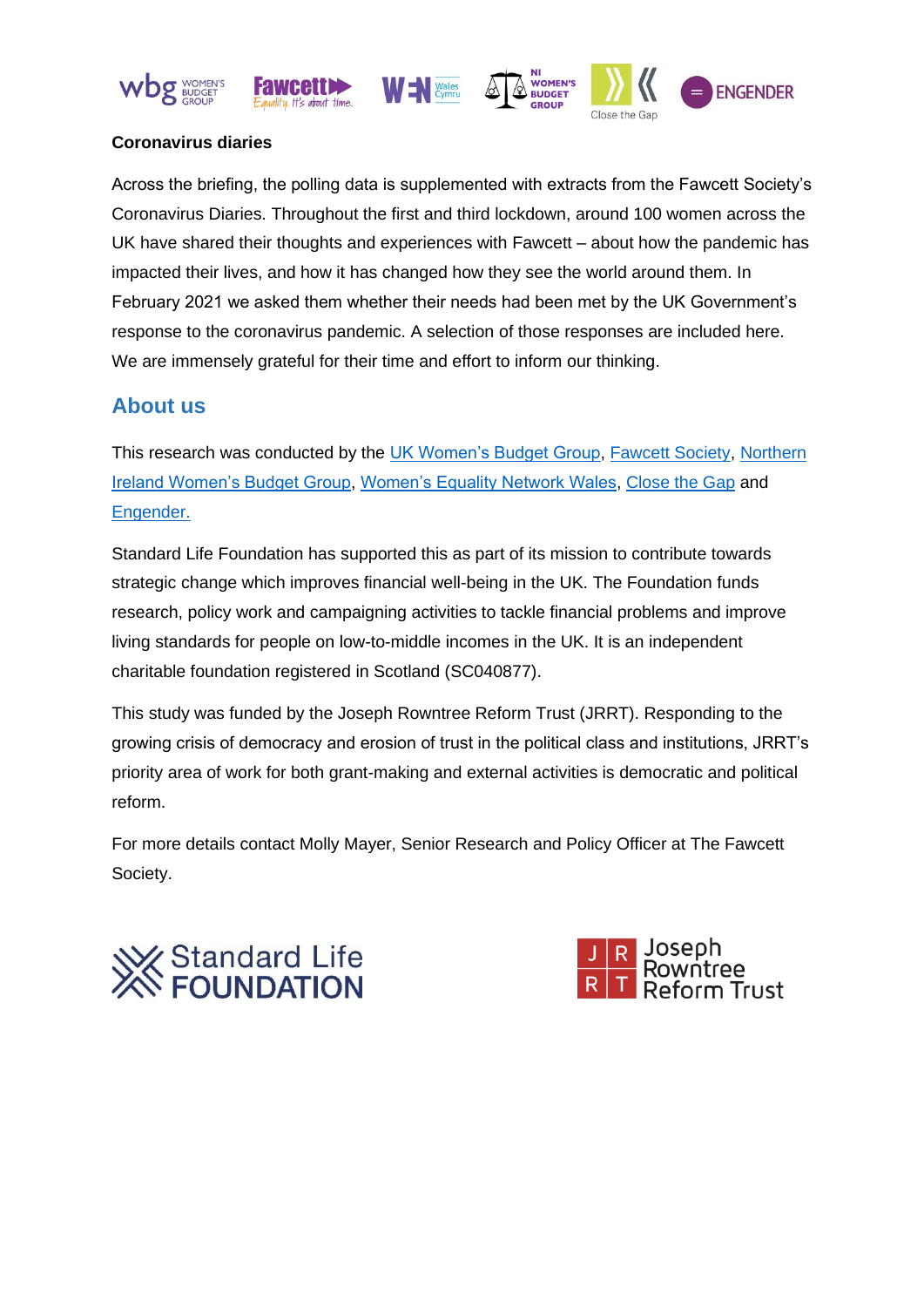**Coronavirus diaries**

Across the briefing, the polling data is supplemented with extracts from the Fawcett Society's Coronavirus Diaries. Throughout the first and third lockdown, around 100 women across the UK have shared their thoughts and experiences with Fawcett – about how the pandemic has impacted their lives, and how it has changed how they see the world around them. In February 2021 we asked them whether their needs had been met by the UK Government's response to the coronavirus pandemic. A selection of those responses are included here. We are immensely grateful for their time and effort to inform our thinking.

## About us

This research was conducted by the UK Women's Budget Group, Fawcett Society, Northern Ireland Women's Budget Group, Women's Equality Network Wales, Close the Gap and Engender.

Standard Life Foundation has supported this as part of its mission to contribute towards strategic change which improves financial well-being in the UK. The Foundation funds research, policy work and campaigning activities to tackle financial problems and improve living standards for people on low-to-middle incomes in the UK. It is an independent charitable foundation registered in Scotland (SC040877).

This study was funded by the Joseph Rowntree Reform Trust (JRRT). Responding to the growing crisis of democracy and erosion of trust in the political class and institutions, JRRT's priority area of work for both grant-making and external activities is democratic and political reform.

For more details contact Molly Mayer, Senior Research and Policy Officer at The Fawcett Society.